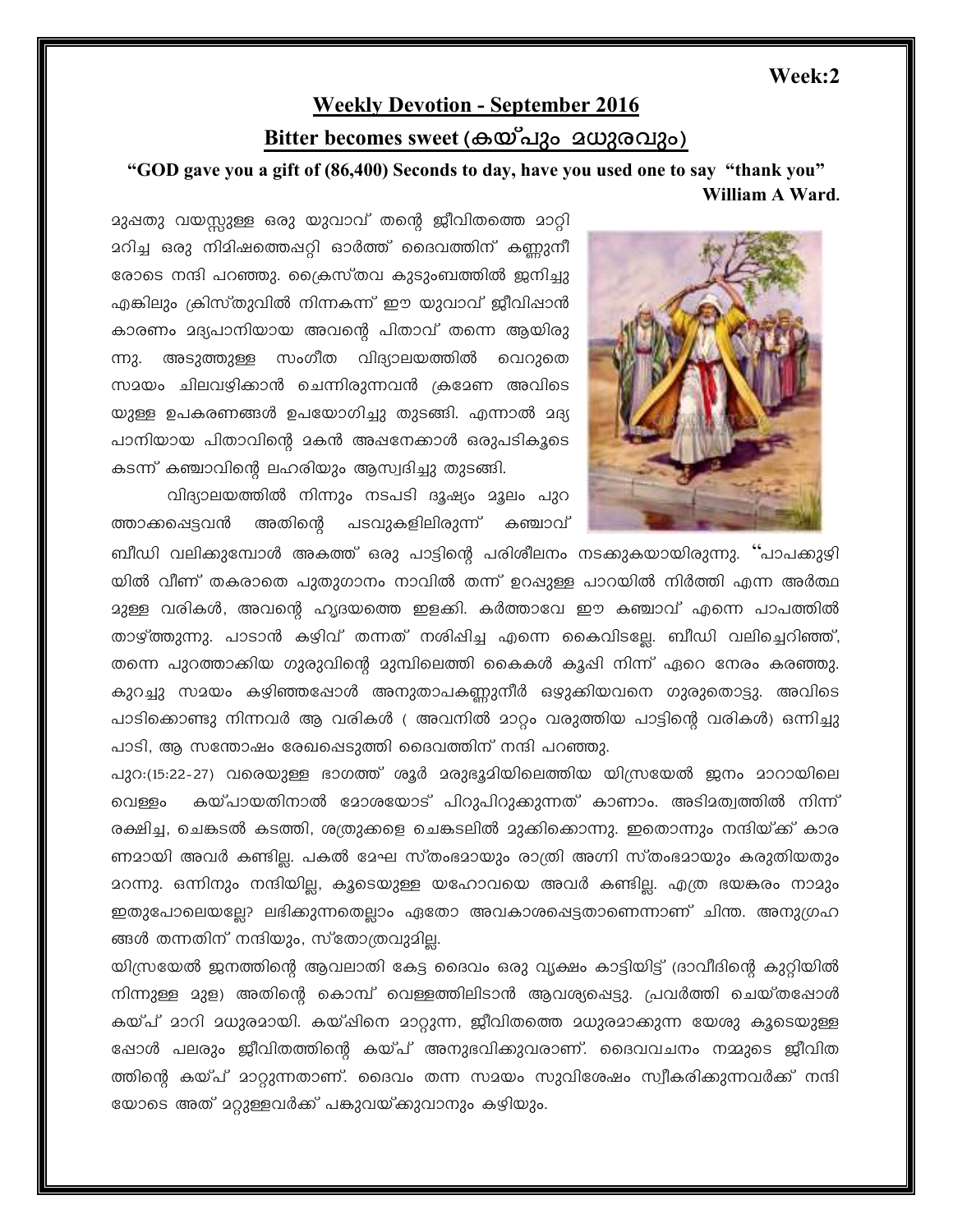Week:2

## Weekly Devotion - September 2016

## Bitter becomes sweet (കയ്പും മധുരവും)

**"GOD gave you a gift of (86,400) Seconds to day, have you used one to say "thank you"**
**William A Ward.**

മുപ്പതു വയസ്സുള്ള ഒരു യുവാവ് തന്റെ ജീവിതത്തെ മാറ്റി മറിച്ച ഒരു നിമിഷത്തെപ്പറ്റി ഓർത്ത് ദൈവത്തിന് കണ്ണുനീരോടെ നന്ദി പറഞ്ഞു. ക്രൈസ്തവ കുടുംബത്തിൽ ജനിച്ചു എങ്കിലും ക്രിസ്തുവിൽ നിന്നകന്ന് ഈ യുവാവ് ജീവിപ്പാൻ കാരണം മദ്യപാനിയായ അവന്റെ പിതാവ് തന്നെ ആയിരുന്നു. അടുത്തുള്ള സംഗീത വിദ്യാലയത്തിൽ വെറുതെ സമയം ചിലവഴിക്കാൻ ചെന്നിരുന്നവൻ ക്രമേണ അവിടെയുള്ള ഉപകരണങ്ങൾ ഉപയോഗിച്ചു തുടങ്ങി. എന്നാൽ മദ്യപാനിയായ പിതാവിന്റെ മകൻ അപ്പനേക്കാൾ ഒരുപടികൂടെ കടന്ന് കഞ്ചാവിന്റെ ലഹരിയും ആസ്വദിച്ചു തുടങ്ങി.

വിദ്യാലയത്തിൽ നിന്നും നടപടി ദൂഷ്യം മൂലം പുറത്താക്കപ്പെട്ടവൻ അതിന്റെ പടവുകളിലിരുന്ന് കഞ്ചാവ് ബീഡി വലിക്കുമ്പോൾ അകത്ത് ഒരു പാട്ടിന്റെ പരിശീലനം നടക്കുകയായിരുന്നു. "പാപക്കുഴിയിൽ വീണ് തകരാതെ പുതുഗാനം നാവിൽ തന്ന് ഉറപ്പുള്ള പാറയിൽ നിർത്തി എന്ന അർത്ഥമുള്ള വരികൾ, അവന്റെ ഹൃദയത്തെ ഇളക്കി. കർത്താവേ ഈ കഞ്ചാവ് എന്നെ പാപത്തിൽ താഴ്ത്തുന്നു. പാടാൻ കഴിവ് തന്നത് നശിപ്പിച്ച എന്നെ കൈവിടല്ലേ. ബീഡി വലിച്ചെറിഞ്ഞ്, തന്നെ പുറത്താക്കിയ ഗുരുവിന്റെ മുമ്പിലെത്തി കൈകൾ കൂപ്പി നിന്ന് ഏറെ നേരം കരഞ്ഞു. കുറച്ചു സമയം കഴിഞ്ഞപ്പോൾ അനുതാപകണ്ണുനീർ ഒഴുക്കിയവനെ ഗുരുതൊട്ടു. അവിടെ പാടിക്കൊണ്ടു നിന്നവർ ആ വരികൾ ( അവനിൽ മാറ്റം വരുത്തിയ പാട്ടിന്റെ വരികൾ) ഒന്നിച്ചു പാടി, ആ സന്തോഷം രേഖപ്പെടുത്തി ദൈവത്തിന് നന്ദി പറഞ്ഞു.

പുറ:(15:22-27) വരെയുള്ള ഭാഗത്ത് ശൂർ മരുഭൂമിയിലെത്തിയ യിസ്രയേൽ ജനം മാറായിലെ വെള്ളം കയ്പായതിനാൽ മോശയോട് പിറുപിറുക്കുന്നത് കാണാം. അടിമത്വത്തിൽ നിന്ന് രക്ഷിച്ച, ചെങ്കടൽ കടത്തി, ശത്രുക്കളെ ചെങ്കടലിൽ മുക്കിക്കൊന്നു. ഇതൊന്നും നന്ദിയ്ക്ക് കാരണമായി അവർ കണ്ടില്ല. പകൽ മേഘ സ്തംഭമായും രാത്രി അഗ്നി സ്തംഭമായും കരുതിയതും മറന്നു. ഒന്നിനും നന്ദിയില്ല, കൂടെയുള്ള യഹോവയെ അവർ കണ്ടില്ല. എത്ര ഭയങ്കരം നാമും ഇതുപോലെയല്ലേ? ലഭിക്കുന്നതെല്ലാം ഏതോ അവകാശപ്പെട്ടതാണെന്നാണ് ചിന്ത. അനുഗ്രഹങ്ങൾ തന്നതിന് നന്ദിയും, സ്തോത്രവുമില്ല.

യിസ്രയേൽ ജനത്തിന്റെ ആവലാതി കേട്ട ദൈവം ഒരു വൃക്ഷം കാട്ടിയിട്ട് (ദാവീദിന്റെ കുറ്റിയിൽ നിന്നുള്ള മുള) അതിന്റെ കൊമ്പ് വെള്ളത്തിലിടാൻ ആവശ്യപ്പെട്ടു. പ്രവർത്തി ചെയ്തപ്പോൾ കയ്പ് മാറി മധുരമായി. കയ്പിനെ മാറ്റുന്ന, ജീവിതത്തെ മധുരമാക്കുന്ന യേശു കൂടെയുള്ളപ്പോൾ പലരും ജീവിതത്തിന്റെ കയ്പ് അനുഭവിക്കുവരാണ്. ദൈവവചനം നമ്മുടെ ജീവിതത്തിന്റെ കയ്പ് മാറ്റുന്നതാണ്. ദൈവം തന്ന സമയം സുവിശേഷം സ്വീകരിക്കുന്നവർക്ക് നന്ദിയോടെ അത് മറ്റുള്ളവർക്ക് പങ്കുവയ്ക്കുവാനും കഴിയും.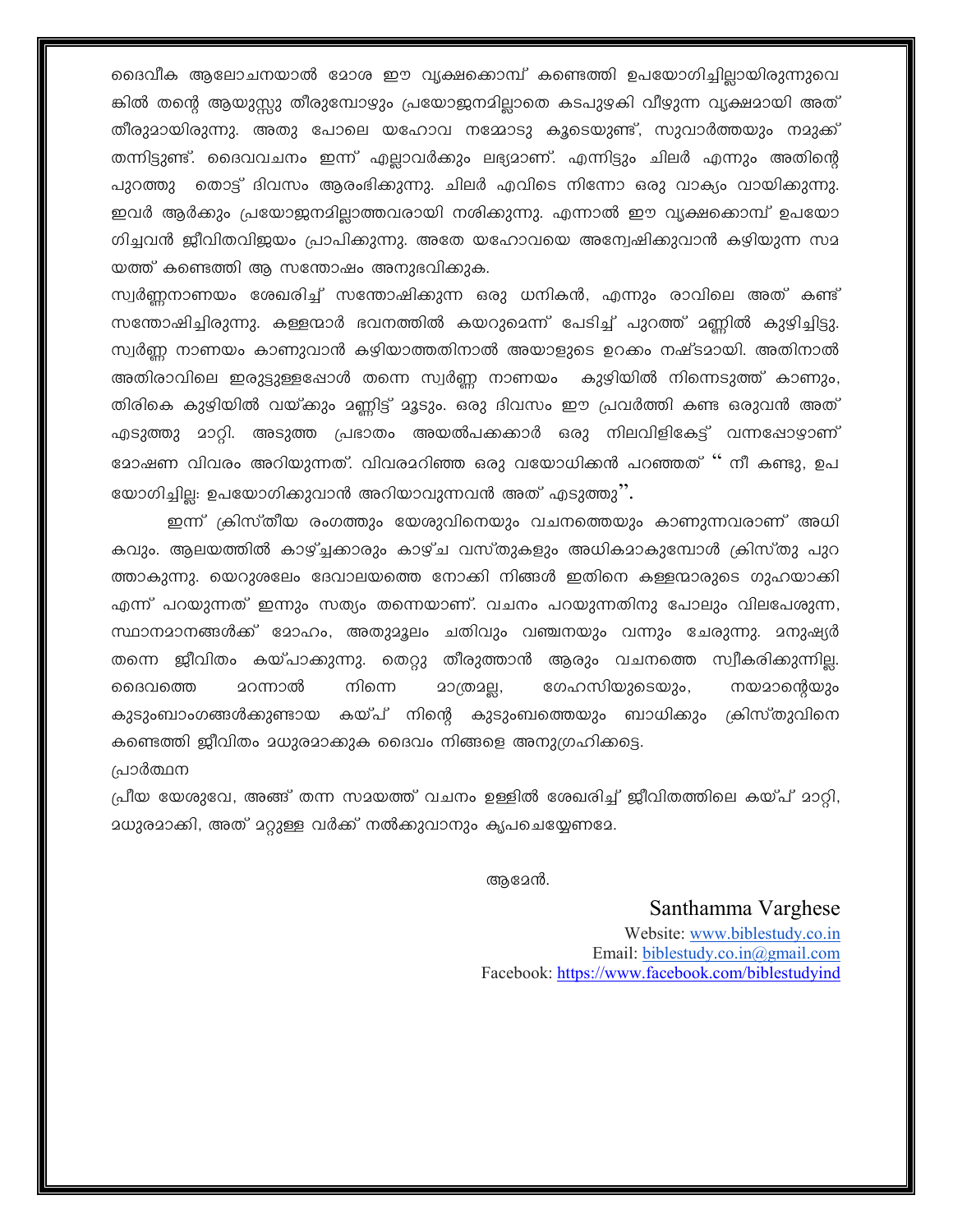ദൈവീക ആലോചനയാൽ മോശ ഈ വൃക്ഷക്കൊമ്പ് കണ്ടെത്തി ഉപയോഗിച്ചില്ലായിരുന്നുവെങ്കിൽ തന്റെ ആയുസ്സു തീരുമ്പോഴും പ്രയോജനമില്ലാതെ കടപുഴകി വീഴുന്ന വൃക്ഷമായി അത് തീരുമായിരുന്നു. അതു പോലെ യഹോവ നമ്മോടു കൂടെയുണ്ട്, സുവാർത്തയും നമുക്ക് തന്നിട്ടുണ്ട്. ദൈവവചനം ഇന്ന് എല്ലാവർക്കും ലഭ്യമാണ്. എന്നിട്ടും ചിലർ എന്നും അതിന്റെ പുറത്തു തൊട്ട് ദിവസം ആരംഭിക്കുന്നു. ചിലർ എവിടെ നിന്നോ ഒരു വാക്യം വായിക്കുന്നു. ഇവർ ആർക്കും പ്രയോജനമില്ലാത്തവരായി നശിക്കുന്നു. എന്നാൽ ഈ വൃക്ഷക്കൊമ്പ് ഉപയോഗിച്ചവൻ ജീവിതവിജയം പ്രാപിക്കുന്നു. അതേ യഹോവയെ അന്വേഷിക്കുവാൻ കഴിയുന്ന സമയത്ത് കണ്ടെത്തി ആ സന്തോഷം അനുഭവിക്കുക.

സ്വർണ്ണനാണയം ശേഖരിച്ച് സന്തോഷിക്കുന്ന ഒരു ധനികൻ, എന്നും രാവിലെ അത് കണ്ട് സന്തോഷിച്ചിരുന്നു. കള്ളന്മാർ ഭവനത്തിൽ കയറുമെന്ന് പേടിച്ച് പുറത്ത് മണ്ണിൽ കുഴിച്ചിട്ടു. സ്വർണ്ണ നാണയം കാണുവാൻ കഴിയാത്തതിനാൽ അയാളുടെ ഉറക്കം നഷ്ടമായി. അതിനാൽ അതിരാവിലെ ഇരുട്ടുള്ളപ്പോൾ തന്നെ സ്വർണ്ണ നാണയം കുഴിയിൽ നിന്നെടുത്ത് കാണും, തിരികെ കുഴിയിൽ വയ്ക്കും മണ്ണിട്ട് മൂടും. ഒരു ദിവസം ഈ പ്രവർത്തി കണ്ട ഒരുവൻ അത് എടുത്തു മാറ്റി. അടുത്ത പ്രഭാതം അയൽപക്കക്കാർ ഒരു നിലവിളികേട്ട് വന്നപ്പോഴാണ് മോഷണ വിവരം അറിയുന്നത്. വിവരമറിഞ്ഞ ഒരു വയോധിക്കൻ പറഞ്ഞത് " നീ കണ്ടു, ഉപയോഗിച്ചില്ല: ഉപയോഗിക്കുവാൻ അറിയാവുന്നവൻ അത് എടുത്തു".

ഇന്ന് ക്രിസ്തീയ രംഗത്തും യേശുവിനെയും വചനത്തെയും കാണുന്നവരാണ് അധികവും. ആലയത്തിൽ കാഴ്ച്ചക്കാരും കാഴ്ച വസ്തുകളും അധികമാകുമ്പോൾ ക്രിസ്തു പുറത്താകുന്നു. യെറുശലേം ദേവാലയത്തെ നോക്കി നിങ്ങൾ ഇതിനെ കള്ളന്മാരുടെ ഗുഹയാക്കി എന്ന് പറയുന്നത് ഇന്നും സത്യം തന്നെയാണ്. വചനം പറയുന്നതിനു പോലും വിലപേശുന്ന, സ്ഥാനമാനങ്ങൾക്ക് മോഹം, അതുമൂലം ചതിവും വഞ്ചനയും വന്നും ചേരുന്നു. മനുഷ്യർ തന്നെ ജീവിതം കയ്പാക്കുന്നു. തെറ്റു തിരുത്താൻ ആരും വചനത്തെ സ്വീകരിക്കുന്നില്ല. ദൈവത്തെ മറന്നാൽ നിന്നെ മാത്രമല്ല, ഗേഹസിയുടെയും, നയമാന്റെയും കുടുംബാംഗങ്ങൾക്കുണ്ടായ കയ്പ് നിന്റെ കുടുംബത്തെയും ബാധിക്കും ക്രിസ്തുവിനെ കണ്ടെത്തി ജീവിതം മധുരമാക്കുക ദൈവം നിങ്ങളെ അനുഗ്രഹിക്കട്ടെ.

പ്രാർത്ഥന

പ്രീയ യേശുവേ, അങ്ങ് തന്ന സമയത്ത് വചനം ഉള്ളിൽ ശേഖരിച്ച് ജീവിതത്തിലെ കയ്പ് മാറ്റി, മധുരമാക്കി, അത് മറ്റുള്ള വർക്ക് നൽകുവാനും കൃപചെയ്യേണമേ.

ആമേൻ.

Santhamma Varghese

Website: www.biblestudy.co.in
Email: biblestudy.co.in@gmail.com
Facebook: https://www.facebook.com/biblestudyind